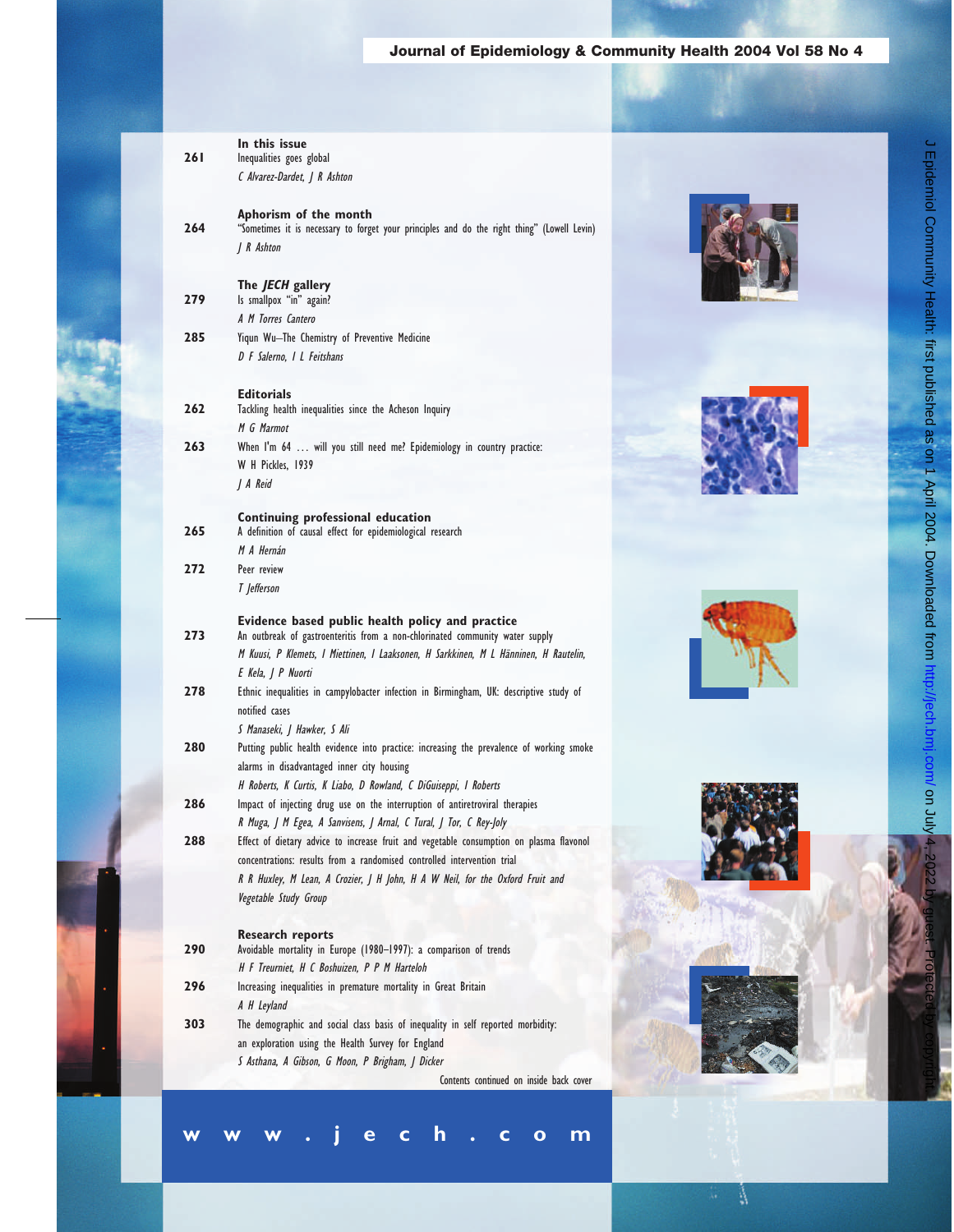## In this issue

**261** Inequalities goes global
*C Alvarez-Dardet, J R Ashton*

## Aphorism of the month

**264** "Sometimes it is necessary to forget your principles and do the right thing" (Lowell Levin)
*J R Ashton*

## The *JECH* gallery

**279** Is smallpox "in" again?
*A M Torres Cantero*

**285** Yiqun Wu–The Chemistry of Preventive Medicine
*D F Salerno, I L Feitshans*

## Editorials

**262** Tackling health inequalities since the Acheson Inquiry
*M G Marmot*

**263** When I'm 64 … will you still need me? Epidemiology in country practice: W H Pickles, 1939
*J A Reid*

## Continuing professional education

**265** A definition of causal effect for epidemiological research
*M A Hernán*

**272** Peer review
*T Jefferson*

## Evidence based public health policy and practice

**273** An outbreak of gastroenteritis from a non-chlorinated community water supply
*M Kuusi, P Klemets, I Miettinen, I Laaksonen, H Sarkkinen, M L Hänninen, H Rautelin, E Kela, J P Nuorti*

**278** Ethnic inequalities in campylobacter infection in Birmingham, UK: descriptive study of notified cases
*S Manaseki, J Hawker, S Ali*

**280** Putting public health evidence into practice: increasing the prevalence of working smoke alarms in disadvantaged inner city housing
*H Roberts, K Curtis, K Liabo, D Rowland, C DiGuiseppi, I Roberts*

**286** Impact of injecting drug use on the interruption of antiretroviral therapies
*R Muga, J M Egea, A Sanvisens, J Arnal, C Tural, J Tor, C Rey-Joly*

**288** Effect of dietary advice to increase fruit and vegetable consumption on plasma flavonol concentrations: results from a randomised controlled intervention trial
*R R Huxley, M Lean, A Crozier, J H John, H A W Neil, for the Oxford Fruit and Vegetable Study Group*

## Research reports

**290** Avoidable mortality in Europe (1980–1997): a comparison of trends
*H F Treurniet, H C Boshuizen, P P M Harteloh*

**296** Increasing inequalities in premature mortality in Great Britain
*A H Leyland*

**303** The demographic and social class basis of inequality in self reported morbidity: an exploration using the Health Survey for England
*S Asthana, A Gibson, G Moon, P Brigham, J Dicker*

Contents continued on inside back cover

**www.jech.com**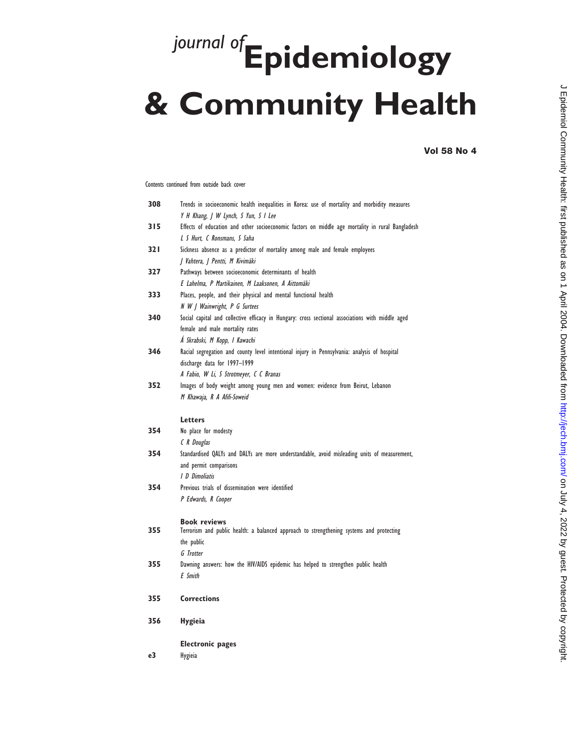# *journal of* Epidemiology & Community Health

**Vol 58 No 4**

Contents continued from outside back cover

**308** Trends in socioeconomic health inequalities in Korea: use of mortality and morbidity measures
*Y H Khang, J W Lynch, S Yun, S I Lee*

**315** Effects of education and other socioeconomic factors on middle age mortality in rural Bangladesh
*L S Hurt, C Ronsmans, S Saha*

**321** Sickness absence as a predictor of mortality among male and female employees
*J Vahtera, J Pentti, M Kivimäki*

**327** Pathways between socioeconomic determinants of health
*E Lahelma, P Martikainen, M Laaksonen, A Aittomäki*

**333** Places, people, and their physical and mental functional health
*N W J Wainwright, P G Surtees*

**340** Social capital and collective efficacy in Hungary: cross sectional associations with middle aged female and male mortality rates
*Á Skrabski, M Kopp, I Kawachi*

**346** Racial segregation and county level intentional injury in Pennsylvania: analysis of hospital discharge data for 1997–1999
*A Fabio, W Li, S Strotmeyer, C C Branas*

**352** Images of body weight among young men and women: evidence from Beirut, Lebanon
*M Khawaja, R A Afifi-Soweid*

## Letters

**354** No place for modesty
*C R Douglas*

**354** Standardised QALYs and DALYs are more understandable, avoid misleading units of measurement, and permit comparisons
*I D Dimoliatis*

**354** Previous trials of dissemination were identified
*P Edwards, R Cooper*

## Book reviews

**355** Terrorism and public health: a balanced approach to strengthening systems and protecting the public
*G Trotter*

**355** Dawning answers: how the HIV/AIDS epidemic has helped to strengthen public health
*E Smith*

**355** **Corrections**

**356** **Hygieia**

## Electronic pages

**e3** Hygieia